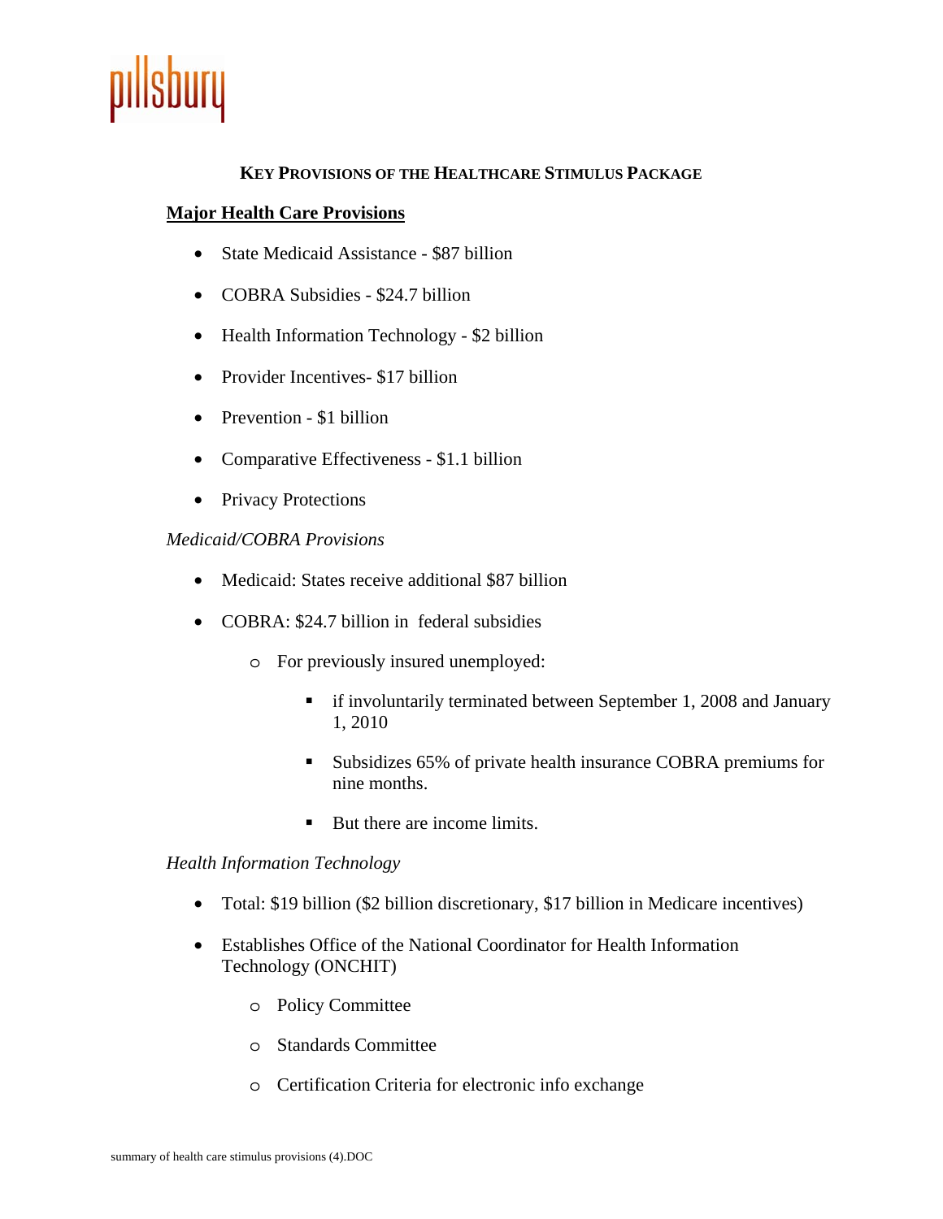pillsbury

# KEY PROVISIONS OF THE HEALTHCARE STIMULUS PACKAGE

## Major Health Care Provisions

- State Medicaid Assistance - $87 billion
- COBRA Subsidies - $24.7 billion
- Health Information Technology - $2 billion
- Provider Incentives- $17 billion
- Prevention - $1 billion
- Comparative Effectiveness - $1.1 billion
- Privacy Protections

### *Medicaid/COBRA Provisions*

- Medicaid: States receive additional $87 billion
- COBRA: $24.7 billion in federal subsidies
    - For previously insured unemployed:
        - if involuntarily terminated between September 1, 2008 and January 1, 2010
        - Subsidizes 65% of private health insurance COBRA premiums for nine months.
        - But there are income limits.

### *Health Information Technology*

- Total: $19 billion ($2 billion discretionary, $17 billion in Medicare incentives)
- Establishes Office of the National Coordinator for Health Information Technology (ONCHIT)
    - Policy Committee
    - Standards Committee
    - Certification Criteria for electronic info exchange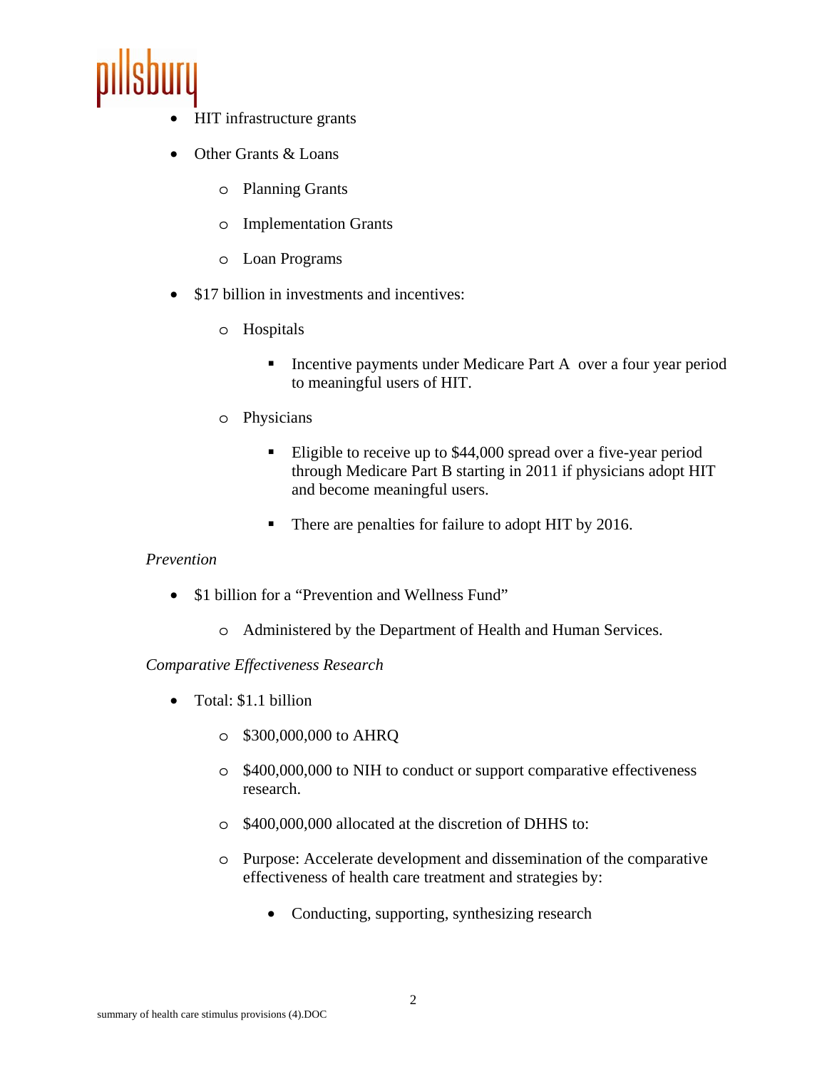- HIT infrastructure grants
- Other Grants & Loans
    - Planning Grants
    - Implementation Grants
    - Loan Programs
- $17 billion in investments and incentives:
    - Hospitals
        - Incentive payments under Medicare Part A over a four year period to meaningful users of HIT.
    - Physicians
        - Eligible to receive up to $44,000 spread over a five-year period through Medicare Part B starting in 2011 if physicians adopt HIT and become meaningful users.
        - There are penalties for failure to adopt HIT by 2016.

*Prevention*

- $1 billion for a "Prevention and Wellness Fund"
    - Administered by the Department of Health and Human Services.

*Comparative Effectiveness Research*

- Total: $1.1 billion
    - $300,000,000 to AHRQ
    - $400,000,000 to NIH to conduct or support comparative effectiveness research.
    - $400,000,000 allocated at the discretion of DHHS to:
    - Purpose: Accelerate development and dissemination of the comparative effectiveness of health care treatment and strategies by:
        - Conducting, supporting, synthesizing research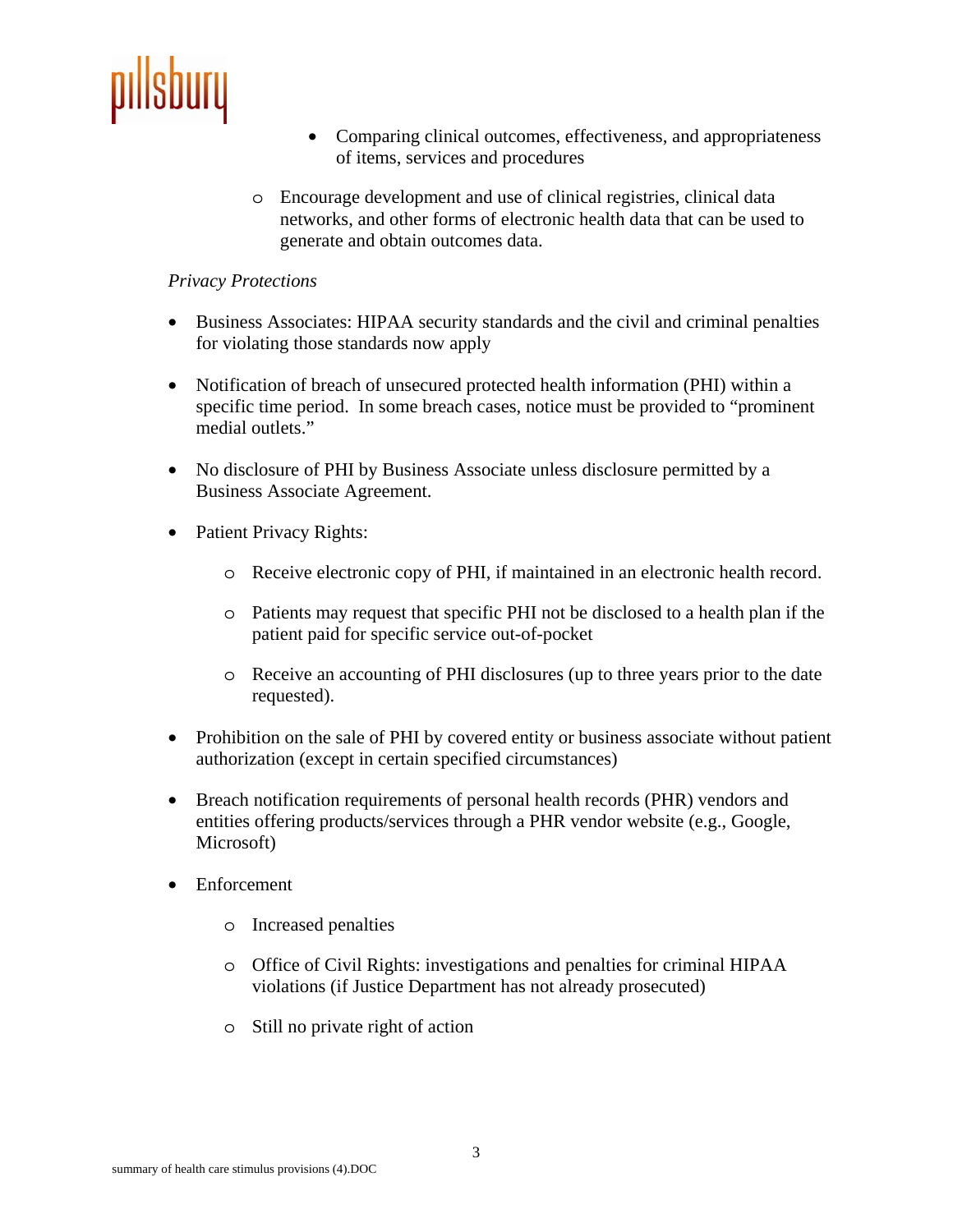- Comparing clinical outcomes, effectiveness, and appropriateness of items, services and procedures

  - Encourage development and use of clinical registries, clinical data networks, and other forms of electronic health data that can be used to generate and obtain outcomes data.

*Privacy Protections*

- Business Associates: HIPAA security standards and the civil and criminal penalties for violating those standards now apply

- Notification of breach of unsecured protected health information (PHI) within a specific time period. In some breach cases, notice must be provided to "prominent medial outlets."

- No disclosure of PHI by Business Associate unless disclosure permitted by a Business Associate Agreement.

- Patient Privacy Rights:

  - Receive electronic copy of PHI, if maintained in an electronic health record.

  - Patients may request that specific PHI not be disclosed to a health plan if the patient paid for specific service out-of-pocket

  - Receive an accounting of PHI disclosures (up to three years prior to the date requested).

- Prohibition on the sale of PHI by covered entity or business associate without patient authorization (except in certain specified circumstances)

- Breach notification requirements of personal health records (PHR) vendors and entities offering products/services through a PHR vendor website (e.g., Google, Microsoft)

- Enforcement

  - Increased penalties

  - Office of Civil Rights: investigations and penalties for criminal HIPAA violations (if Justice Department has not already prosecuted)

  - Still no private right of action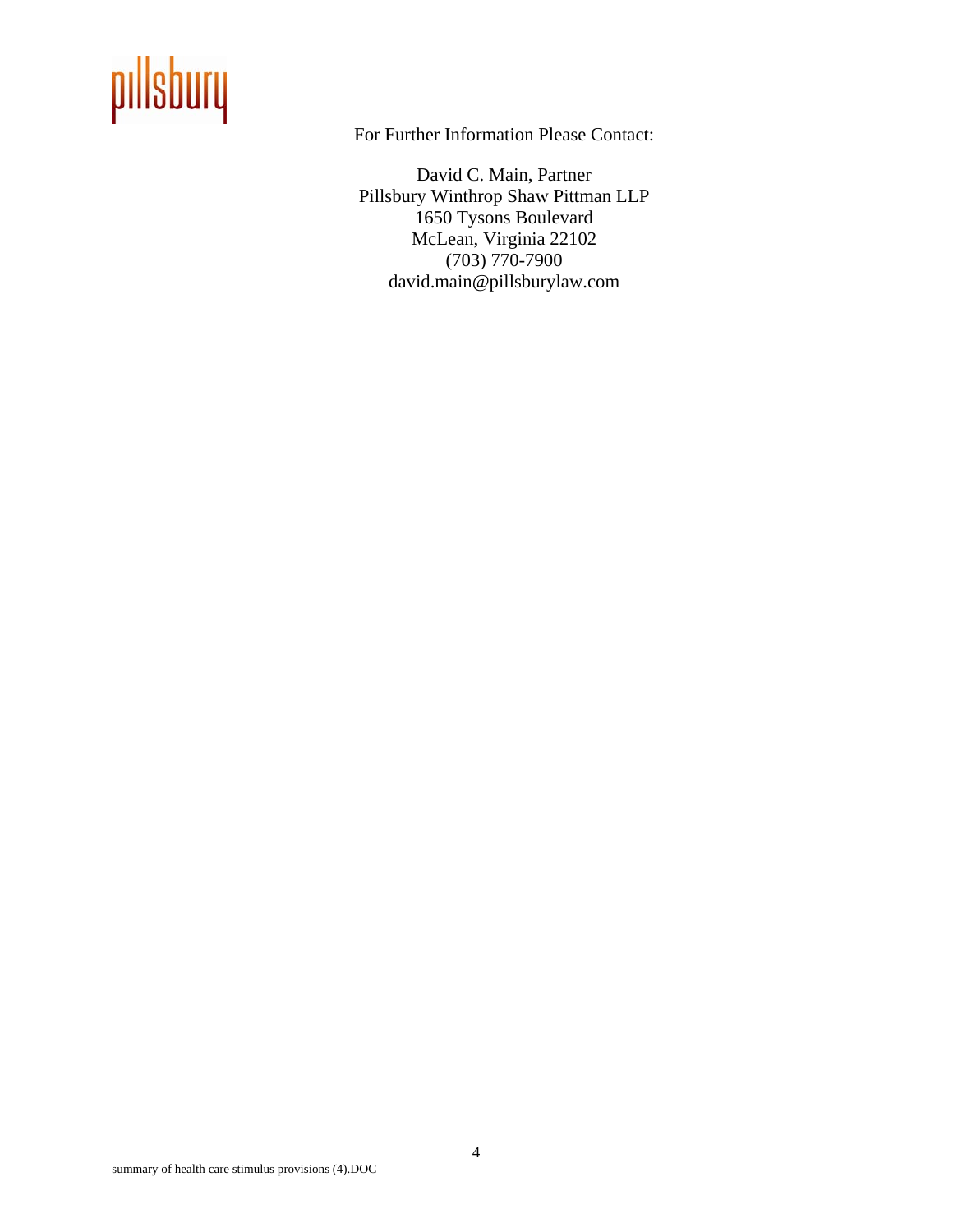pillsbury

For Further Information Please Contact:

David C. Main, Partner
Pillsbury Winthrop Shaw Pittman LLP
1650 Tysons Boulevard
McLean, Virginia 22102
(703) 770-7900
david.main@pillsburylaw.com